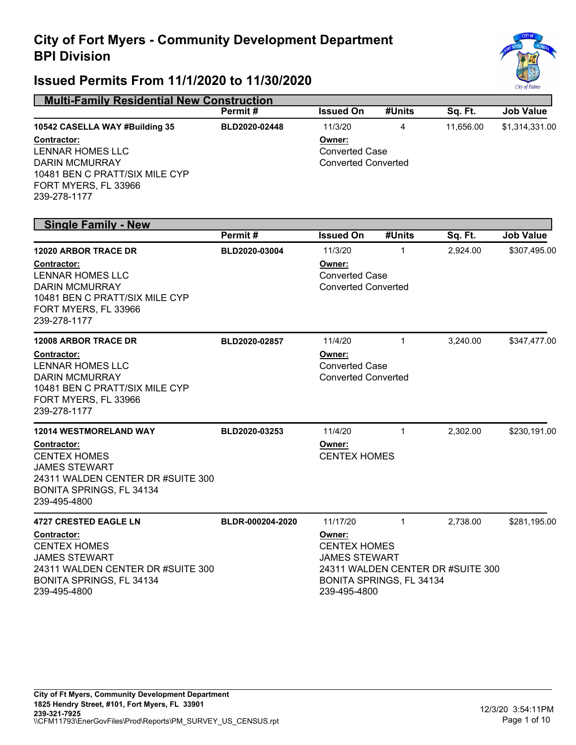# City of Fort Myers - Community Development Department
# BPI Division

## Issued Permits From 11/1/2020 to 11/30/2020

### Multi-Family Residential New Construction

| | Permit # | Issued On | #Units | Sq. Ft. | Job Value |
|---|---|---|---|---|---|
| **10542 CASELLA WAY #Building 35** | **BLD2020-02448** | 11/3/20 | 4 | 11,656.00 | $1,314,331.00 |

**Contractor:**
LENNAR HOMES LLC
DARIN MCMURRAY
10481 BEN C PRATT/SIX MILE CYP
FORT MYERS, FL 33966
239-278-1177

**Owner:**
Converted Case
Converted Converted

### Single Family - New

| | Permit # | Issued On | #Units | Sq. Ft. | Job Value |
|---|---|---|---|---|---|
| **12020 ARBOR TRACE DR** | **BLD2020-03004** | 11/3/20 | 1 | 2,924.00 | $307,495.00 |

**Contractor:**
LENNAR HOMES LLC
DARIN MCMURRAY
10481 BEN C PRATT/SIX MILE CYP
FORT MYERS, FL 33966
239-278-1177

**Owner:**
Converted Case
Converted Converted

| | Permit # | Issued On | #Units | Sq. Ft. | Job Value |
|---|---|---|---|---|---|
| **12008 ARBOR TRACE DR** | **BLD2020-02857** | 11/4/20 | 1 | 3,240.00 | $347,477.00 |

**Contractor:**
LENNAR HOMES LLC
DARIN MCMURRAY
10481 BEN C PRATT/SIX MILE CYP
FORT MYERS, FL 33966
239-278-1177

**Owner:**
Converted Case
Converted Converted

| | Permit # | Issued On | #Units | Sq. Ft. | Job Value |
|---|---|---|---|---|---|
| **12014 WESTMORELAND WAY** | **BLD2020-03253** | 11/4/20 | 1 | 2,302.00 | $230,191.00 |

**Contractor:**
CENTEX HOMES
JAMES STEWART
24311 WALDEN CENTER DR #SUITE 300
BONITA SPRINGS, FL 34134
239-495-4800

**Owner:**
CENTEX HOMES

| | Permit # | Issued On | #Units | Sq. Ft. | Job Value |
|---|---|---|---|---|---|
| **4727 CRESTED EAGLE LN** | **BLDR-000204-2020** | 11/17/20 | 1 | 2,738.00 | $281,195.00 |

**Contractor:**
CENTEX HOMES
JAMES STEWART
24311 WALDEN CENTER DR #SUITE 300
BONITA SPRINGS, FL 34134
239-495-4800

**Owner:**
CENTEX HOMES
JAMES STEWART
24311 WALDEN CENTER DR #SUITE 300
BONITA SPRINGS, FL 34134
239-495-4800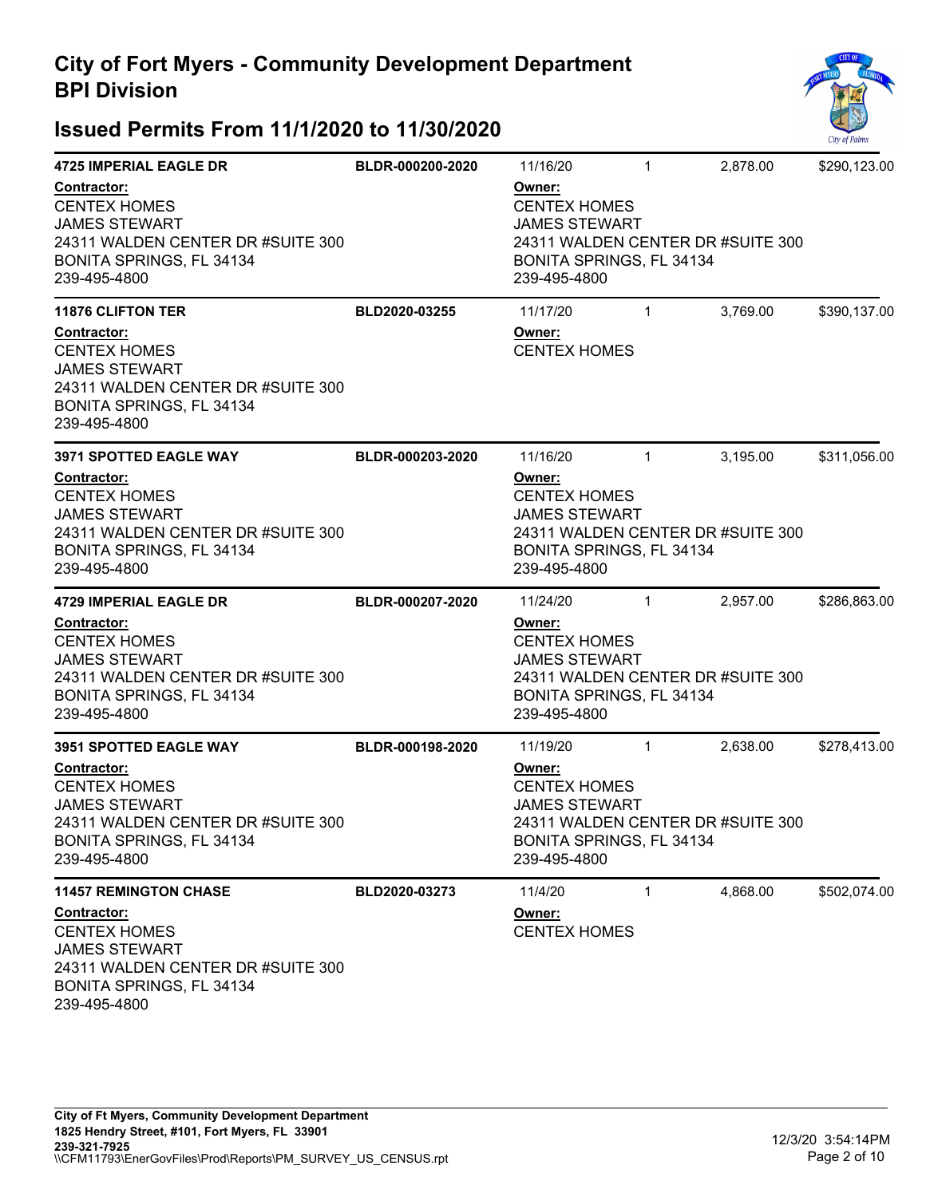# City of Fort Myers - Community Development Department
# BPI Division

## Issued Permits From 11/1/2020 to 11/30/2020

**4725 IMPERIAL EAGLE DR** | **BLDR-000200-2020** | 11/16/20 | 1 | 2,878.00 | $290,123.00

**Contractor:**
CENTEX HOMES
JAMES STEWART
24311 WALDEN CENTER DR #SUITE 300
BONITA SPRINGS, FL 34134
239-495-4800

**Owner:**
CENTEX HOMES
JAMES STEWART
24311 WALDEN CENTER DR #SUITE 300
BONITA SPRINGS, FL 34134
239-495-4800

---

**11876 CLIFTON TER** | **BLD2020-03255** | 11/17/20 | 1 | 3,769.00 | $390,137.00

**Contractor:**
CENTEX HOMES
JAMES STEWART
24311 WALDEN CENTER DR #SUITE 300
BONITA SPRINGS, FL 34134
239-495-4800

**Owner:**
CENTEX HOMES

---

**3971 SPOTTED EAGLE WAY** | **BLDR-000203-2020** | 11/16/20 | 1 | 3,195.00 | $311,056.00

**Contractor:**
CENTEX HOMES
JAMES STEWART
24311 WALDEN CENTER DR #SUITE 300
BONITA SPRINGS, FL 34134
239-495-4800

**Owner:**
CENTEX HOMES
JAMES STEWART
24311 WALDEN CENTER DR #SUITE 300
BONITA SPRINGS, FL 34134
239-495-4800

---

**4729 IMPERIAL EAGLE DR** | **BLDR-000207-2020** | 11/24/20 | 1 | 2,957.00 | $286,863.00

**Contractor:**
CENTEX HOMES
JAMES STEWART
24311 WALDEN CENTER DR #SUITE 300
BONITA SPRINGS, FL 34134
239-495-4800

**Owner:**
CENTEX HOMES
JAMES STEWART
24311 WALDEN CENTER DR #SUITE 300
BONITA SPRINGS, FL 34134
239-495-4800

---

**3951 SPOTTED EAGLE WAY** | **BLDR-000198-2020** | 11/19/20 | 1 | 2,638.00 | $278,413.00

**Contractor:**
CENTEX HOMES
JAMES STEWART
24311 WALDEN CENTER DR #SUITE 300
BONITA SPRINGS, FL 34134
239-495-4800

**Owner:**
CENTEX HOMES
JAMES STEWART
24311 WALDEN CENTER DR #SUITE 300
BONITA SPRINGS, FL 34134
239-495-4800

---

**11457 REMINGTON CHASE** | **BLD2020-03273** | 11/4/20 | 1 | 4,868.00 | $502,074.00

**Contractor:**
CENTEX HOMES
JAMES STEWART
24311 WALDEN CENTER DR #SUITE 300
BONITA SPRINGS, FL 34134
239-495-4800

**Owner:**
CENTEX HOMES

---

**City of Ft Myers, Community Development Department**
**1825 Hendry Street, #101, Fort Myers, FL 33901**
**239-321-7925**
\\CFM11793\EnerGovFiles\Prod\Reports\PM_SURVEY_US_CENSUS.rpt

12/3/20 3:54:14PM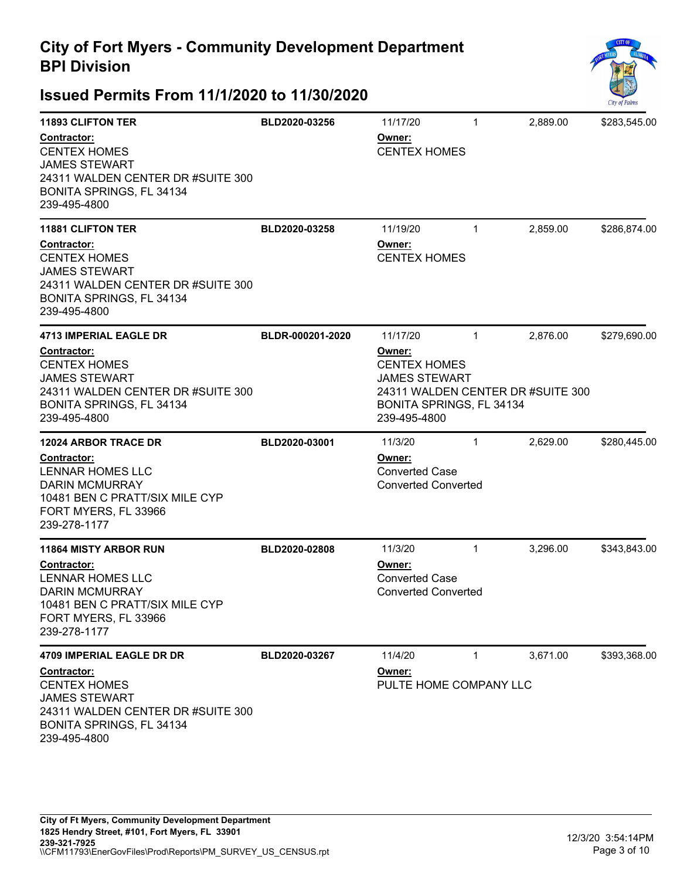# City of Fort Myers - Community Development Department
# BPI Division

## Issued Permits From 11/1/2020 to 11/30/2020

**11893 CLIFTON TER** | **BLD2020-03256** | 11/17/20 | 1 | 2,889.00 | $283,545.00

**Contractor:**
CENTEX HOMES
JAMES STEWART
24311 WALDEN CENTER DR #SUITE 300
BONITA SPRINGS, FL 34134
239-495-4800

**Owner:**
CENTEX HOMES

---

**11881 CLIFTON TER** | **BLD2020-03258** | 11/19/20 | 1 | 2,859.00 | $286,874.00

**Contractor:**
CENTEX HOMES
JAMES STEWART
24311 WALDEN CENTER DR #SUITE 300
BONITA SPRINGS, FL 34134
239-495-4800

**Owner:**
CENTEX HOMES

---

**4713 IMPERIAL EAGLE DR** | **BLDR-000201-2020** | 11/17/20 | 1 | 2,876.00 | $279,690.00

**Contractor:**
CENTEX HOMES
JAMES STEWART
24311 WALDEN CENTER DR #SUITE 300
BONITA SPRINGS, FL 34134
239-495-4800

**Owner:**
CENTEX HOMES
JAMES STEWART
24311 WALDEN CENTER DR #SUITE 300
BONITA SPRINGS, FL 34134
239-495-4800

---

**12024 ARBOR TRACE DR** | **BLD2020-03001** | 11/3/20 | 1 | 2,629.00 | $280,445.00

**Contractor:**
LENNAR HOMES LLC
DARIN MCMURRAY
10481 BEN C PRATT/SIX MILE CYP
FORT MYERS, FL 33966
239-278-1177

**Owner:**
Converted Case
Converted Converted

---

**11864 MISTY ARBOR RUN** | **BLD2020-02808** | 11/3/20 | 1 | 3,296.00 | $343,843.00

**Contractor:**
LENNAR HOMES LLC
DARIN MCMURRAY
10481 BEN C PRATT/SIX MILE CYP
FORT MYERS, FL 33966
239-278-1177

**Owner:**
Converted Case
Converted Converted

---

**4709 IMPERIAL EAGLE DR DR** | **BLD2020-03267** | 11/4/20 | 1 | 3,671.00 | $393,368.00

**Contractor:**
CENTEX HOMES
JAMES STEWART
24311 WALDEN CENTER DR #SUITE 300
BONITA SPRINGS, FL 34134
239-495-4800

**Owner:**
PULTE HOME COMPANY LLC

---

**City of Ft Myers, Community Development Department**
**1825 Hendry Street, #101, Fort Myers, FL 33901**
**239-321-7925**
\\CFM11793\EnerGovFiles\Prod\Reports\PM_SURVEY_US_CENSUS.rpt

12/3/20 3:54:14PM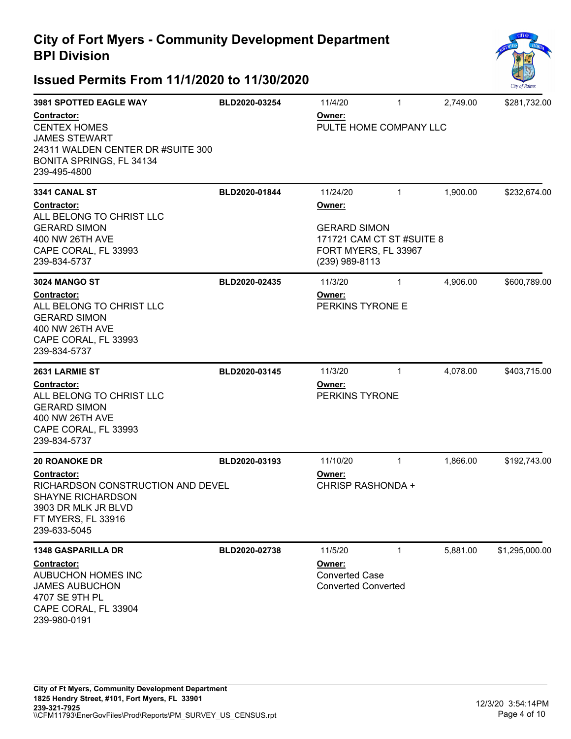# City of Fort Myers - Community Development Department
## BPI Division

## Issued Permits From 11/1/2020 to 11/30/2020

**3981 SPOTTED EAGLE WAY** | **BLD2020-03254** | 11/4/20 | 1 | 2,749.00 | $281,732.00

**Contractor:**
CENTEX HOMES
JAMES STEWART
24311 WALDEN CENTER DR #SUITE 300
BONITA SPRINGS, FL 34134
239-495-4800

**Owner:**
PULTE HOME COMPANY LLC

---

**3341 CANAL ST** | **BLD2020-01844** | 11/24/20 | 1 | 1,900.00 | $232,674.00

**Contractor:**
ALL BELONG TO CHRIST LLC
GERARD SIMON
400 NW 26TH AVE
CAPE CORAL, FL 33993
239-834-5737

**Owner:**
GERARD SIMON
171721 CAM CT ST #SUITE 8
FORT MYERS, FL 33967
(239) 989-8113

---

**3024 MANGO ST** | **BLD2020-02435** | 11/3/20 | 1 | 4,906.00 | $600,789.00

**Contractor:**
ALL BELONG TO CHRIST LLC
GERARD SIMON
400 NW 26TH AVE
CAPE CORAL, FL 33993
239-834-5737

**Owner:**
PERKINS TYRONE E

---

**2631 LARMIE ST** | **BLD2020-03145** | 11/3/20 | 1 | 4,078.00 | $403,715.00

**Contractor:**
ALL BELONG TO CHRIST LLC
GERARD SIMON
400 NW 26TH AVE
CAPE CORAL, FL 33993
239-834-5737

**Owner:**
PERKINS TYRONE

---

**20 ROANOKE DR** | **BLD2020-03193** | 11/10/20 | 1 | 1,866.00 | $192,743.00

**Contractor:**
RICHARDSON CONSTRUCTION AND DEVEL
SHAYNE RICHARDSON
3903 DR MLK JR BLVD
FT MYERS, FL 33916
239-633-5045

**Owner:**
CHRISP RASHONDA +

---

**1348 GASPARILLA DR** | **BLD2020-02738** | 11/5/20 | 1 | 5,881.00 | $1,295,000.00

**Contractor:**
AUBUCHON HOMES INC
JAMES AUBUCHON
4707 SE 9TH PL
CAPE CORAL, FL 33904
239-980-0191

**Owner:**
Converted Case
Converted Converted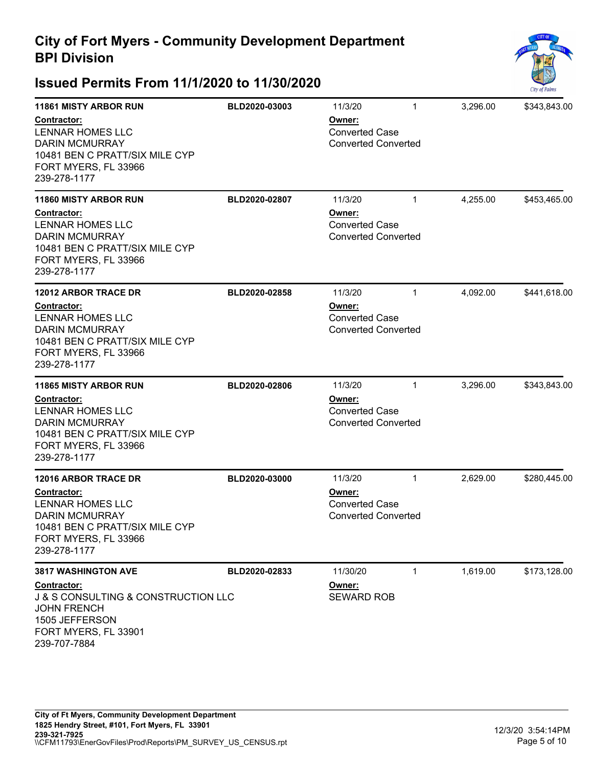# City of Fort Myers - Community Development Department
## BPI Division

## Issued Permits From 11/1/2020 to 11/30/2020

**11861 MISTY ARBOR RUN** | **BLD2020-03003** | 11/3/20 | 1 | 3,296.00 | $343,843.00

**Contractor:**
LENNAR HOMES LLC
DARIN MCMURRAY
10481 BEN C PRATT/SIX MILE CYP
FORT MYERS, FL 33966
239-278-1177

**Owner:**
Converted Case
Converted Converted

---

**11860 MISTY ARBOR RUN** | **BLD2020-02807** | 11/3/20 | 1 | 4,255.00 | $453,465.00

**Contractor:**
LENNAR HOMES LLC
DARIN MCMURRAY
10481 BEN C PRATT/SIX MILE CYP
FORT MYERS, FL 33966
239-278-1177

**Owner:**
Converted Case
Converted Converted

---

**12012 ARBOR TRACE DR** | **BLD2020-02858** | 11/3/20 | 1 | 4,092.00 | $441,618.00

**Contractor:**
LENNAR HOMES LLC
DARIN MCMURRAY
10481 BEN C PRATT/SIX MILE CYP
FORT MYERS, FL 33966
239-278-1177

**Owner:**
Converted Case
Converted Converted

---

**11865 MISTY ARBOR RUN** | **BLD2020-02806** | 11/3/20 | 1 | 3,296.00 | $343,843.00

**Contractor:**
LENNAR HOMES LLC
DARIN MCMURRAY
10481 BEN C PRATT/SIX MILE CYP
FORT MYERS, FL 33966
239-278-1177

**Owner:**
Converted Case
Converted Converted

---

**12016 ARBOR TRACE DR** | **BLD2020-03000** | 11/3/20 | 1 | 2,629.00 | $280,445.00

**Contractor:**
LENNAR HOMES LLC
DARIN MCMURRAY
10481 BEN C PRATT/SIX MILE CYP
FORT MYERS, FL 33966
239-278-1177

**Owner:**
Converted Case
Converted Converted

---

**3817 WASHINGTON AVE** | **BLD2020-02833** | 11/30/20 | 1 | 1,619.00 | $173,128.00

**Contractor:**
J & S CONSULTING & CONSTRUCTION LLC
JOHN FRENCH
1505 JEFFERSON
FORT MYERS, FL 33901
239-707-7884

**Owner:**
SEWARD ROB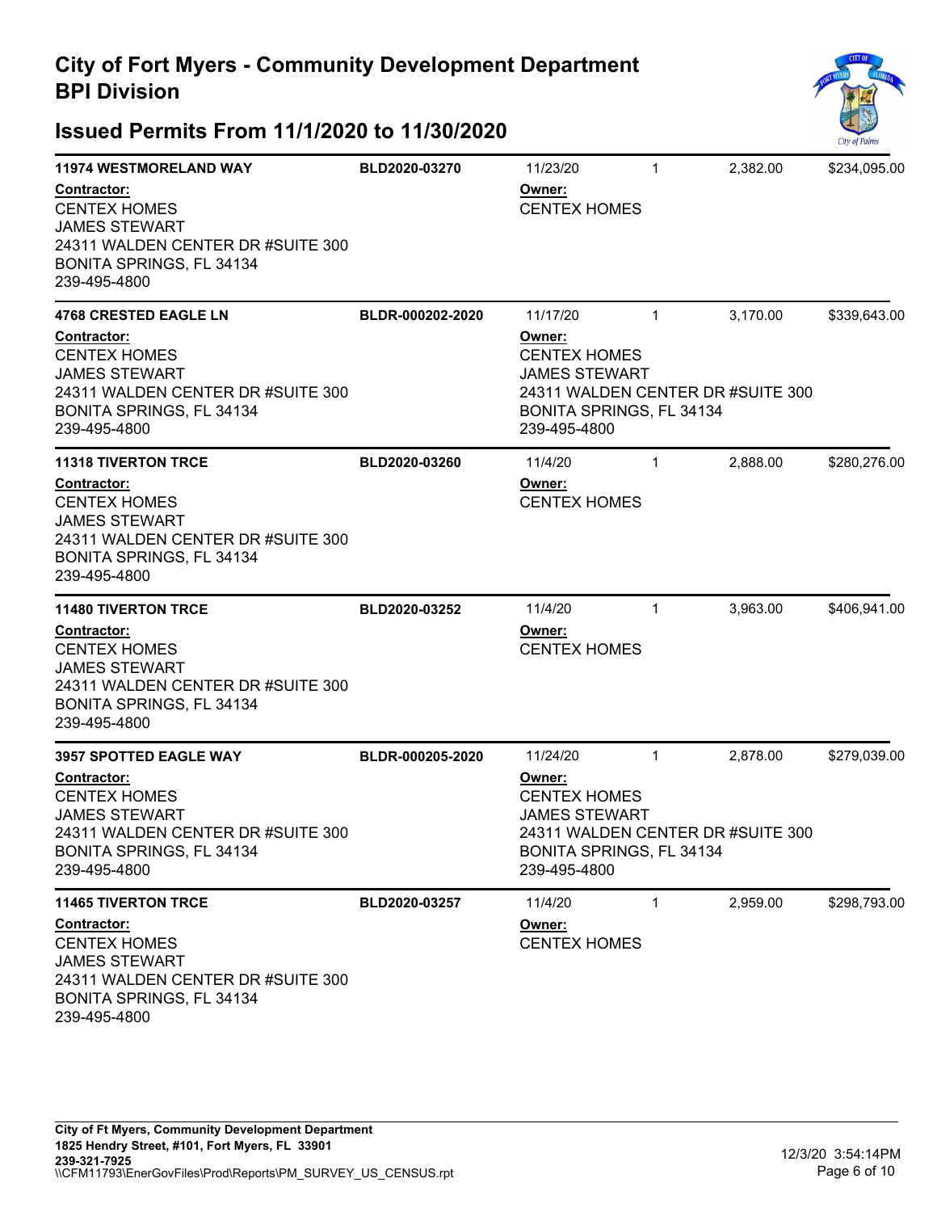# City of Fort Myers - Community Development Department
## BPI Division

## Issued Permits From 11/1/2020 to 11/30/2020

**11974 WESTMORELAND WAY** | BLD2020-03270 | 11/23/20 | 1 | 2,382.00 | $234,095.00

**Contractor:**
CENTEX HOMES
JAMES STEWART
24311 WALDEN CENTER DR #SUITE 300
BONITA SPRINGS, FL 34134
239-495-4800

**Owner:**
CENTEX HOMES

---

**4768 CRESTED EAGLE LN** | BLDR-000202-2020 | 11/17/20 | 1 | 3,170.00 | $339,643.00

**Contractor:**
CENTEX HOMES
JAMES STEWART
24311 WALDEN CENTER DR #SUITE 300
BONITA SPRINGS, FL 34134
239-495-4800

**Owner:**
CENTEX HOMES
JAMES STEWART
24311 WALDEN CENTER DR #SUITE 300
BONITA SPRINGS, FL 34134
239-495-4800

---

**11318 TIVERTON TRCE** | BLD2020-03260 | 11/4/20 | 1 | 2,888.00 | $280,276.00

**Contractor:**
CENTEX HOMES
JAMES STEWART
24311 WALDEN CENTER DR #SUITE 300
BONITA SPRINGS, FL 34134
239-495-4800

**Owner:**
CENTEX HOMES

---

**11480 TIVERTON TRCE** | BLD2020-03252 | 11/4/20 | 1 | 3,963.00 | $406,941.00

**Contractor:**
CENTEX HOMES
JAMES STEWART
24311 WALDEN CENTER DR #SUITE 300
BONITA SPRINGS, FL 34134
239-495-4800

**Owner:**
CENTEX HOMES

---

**3957 SPOTTED EAGLE WAY** | BLDR-000205-2020 | 11/24/20 | 1 | 2,878.00 | $279,039.00

**Contractor:**
CENTEX HOMES
JAMES STEWART
24311 WALDEN CENTER DR #SUITE 300
BONITA SPRINGS, FL 34134
239-495-4800

**Owner:**
CENTEX HOMES
JAMES STEWART
24311 WALDEN CENTER DR #SUITE 300
BONITA SPRINGS, FL 34134
239-495-4800

---

**11465 TIVERTON TRCE** | BLD2020-03257 | 11/4/20 | 1 | 2,959.00 | $298,793.00

**Contractor:**
CENTEX HOMES
JAMES STEWART
24311 WALDEN CENTER DR #SUITE 300
BONITA SPRINGS, FL 34134
239-495-4800

**Owner:**
CENTEX HOMES

---

**City of Ft Myers, Community Development Department**
**1825 Hendry Street, #101, Fort Myers, FL 33901**
**239-321-7925**
\\CFM11793\EnerGovFiles\Prod\Reports\PM_SURVEY_US_CENSUS.rpt

12/3/20 3:54:14PM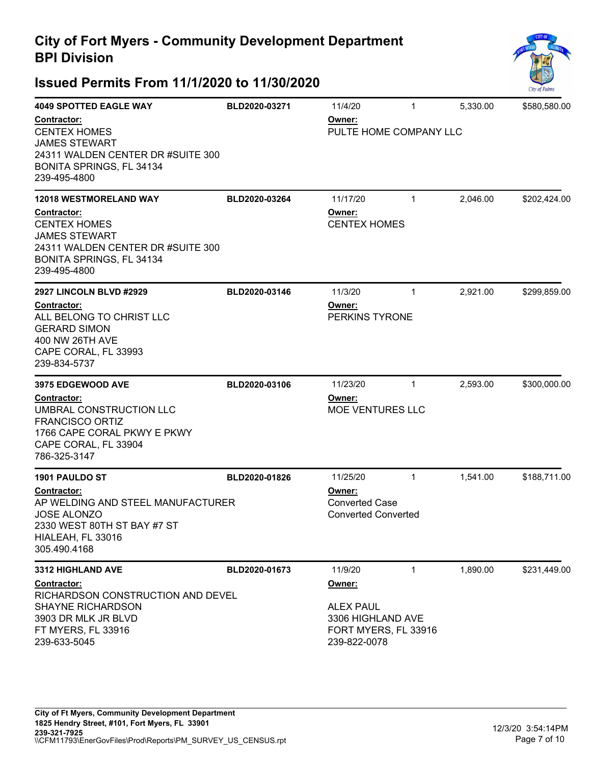# City of Fort Myers - Community Development Department
## BPI Division

## Issued Permits From 11/1/2020 to 11/30/2020

**4049 SPOTTED EAGLE WAY** | BLD2020-03271 | 11/4/20 | 1 | 5,330.00 | $580,580.00

**Contractor:**
CENTEX HOMES
JAMES STEWART
24311 WALDEN CENTER DR #SUITE 300
BONITA SPRINGS, FL 34134
239-495-4800

**Owner:**
PULTE HOME COMPANY LLC

---

**12018 WESTMORELAND WAY** | BLD2020-03264 | 11/17/20 | 1 | 2,046.00 | $202,424.00

**Contractor:**
CENTEX HOMES
JAMES STEWART
24311 WALDEN CENTER DR #SUITE 300
BONITA SPRINGS, FL 34134
239-495-4800

**Owner:**
CENTEX HOMES

---

**2927 LINCOLN BLVD #2929** | BLD2020-03146 | 11/3/20 | 1 | 2,921.00 | $299,859.00

**Contractor:**
ALL BELONG TO CHRIST LLC
GERARD SIMON
400 NW 26TH AVE
CAPE CORAL, FL 33993
239-834-5737

**Owner:**
PERKINS TYRONE

---

**3975 EDGEWOOD AVE** | BLD2020-03106 | 11/23/20 | 1 | 2,593.00 | $300,000.00

**Contractor:**
UMBRAL CONSTRUCTION LLC
FRANCISCO ORTIZ
1766 CAPE CORAL PKWY E PKWY
CAPE CORAL, FL 33904
786-325-3147

**Owner:**
MOE VENTURES LLC

---

**1901 PAULDO ST** | BLD2020-01826 | 11/25/20 | 1 | 1,541.00 | $188,711.00

**Contractor:**
AP WELDING AND STEEL MANUFACTURER
JOSE ALONZO
2330 WEST 80TH ST BAY #7 ST
HIALEAH, FL 33016
305.490.4168

**Owner:**
Converted Case
Converted Converted

---

**3312 HIGHLAND AVE** | BLD2020-01673 | 11/9/20 | 1 | 1,890.00 | $231,449.00

**Contractor:**
RICHARDSON CONSTRUCTION AND DEVEL
SHAYNE RICHARDSON
3903 DR MLK JR BLVD
FT MYERS, FL 33916
239-633-5045

**Owner:**
ALEX PAUL
3306 HIGHLAND AVE
FORT MYERS, FL 33916
239-822-0078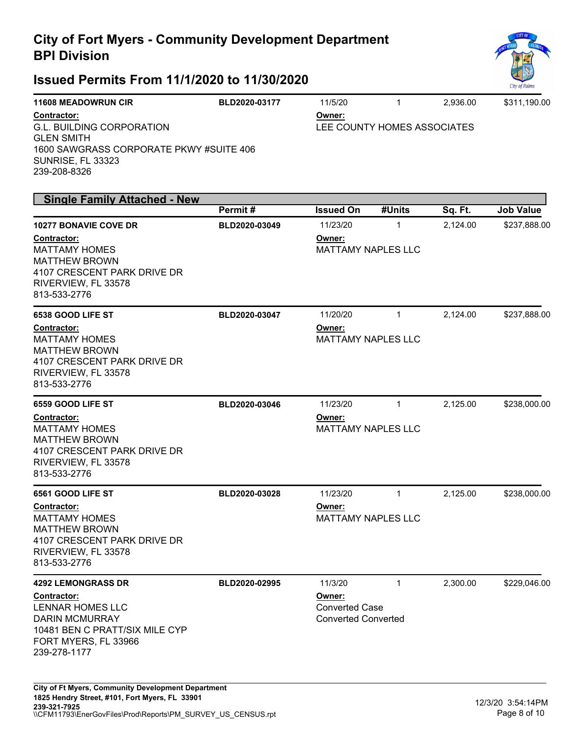# City of Fort Myers - Community Development Department
## BPI Division

## Issued Permits From 11/1/2020 to 11/30/2020

| | Permit # | Issued On | #Units | Sq. Ft. | Job Value |
|---|---|---|---|---|---|
| **11608 MEADOWRUN CIR** | BLD2020-03177 | 11/5/20 | 1 | 2,936.00 | $311,190.00 |

**Contractor:**
G.L. BUILDING CORPORATION
GLEN SMITH
1600 SAWGRASS CORPORATE PKWY #SUITE 406
SUNRISE, FL 33323
239-208-8326

**Owner:**
LEE COUNTY HOMES ASSOCIATES

### Single Family Attached - New

| | Permit # | Issued On | #Units | Sq. Ft. | Job Value |
|---|---|---|---|---|---|
| **10277 BONAVIE COVE DR** | BLD2020-03049 | 11/23/20 | 1 | 2,124.00 | $237,888.00 |

**Contractor:**
MATTAMY HOMES
MATTHEW BROWN
4107 CRESCENT PARK DRIVE DR
RIVERVIEW, FL 33578
813-533-2776

**Owner:**
MATTAMY NAPLES LLC

| | Permit # | Issued On | #Units | Sq. Ft. | Job Value |
|---|---|---|---|---|---|
| **6538 GOOD LIFE ST** | BLD2020-03047 | 11/20/20 | 1 | 2,124.00 | $237,888.00 |

**Contractor:**
MATTAMY HOMES
MATTHEW BROWN
4107 CRESCENT PARK DRIVE DR
RIVERVIEW, FL 33578
813-533-2776

**Owner:**
MATTAMY NAPLES LLC

| | Permit # | Issued On | #Units | Sq. Ft. | Job Value |
|---|---|---|---|---|---|
| **6559 GOOD LIFE ST** | BLD2020-03046 | 11/23/20 | 1 | 2,125.00 | $238,000.00 |

**Contractor:**
MATTAMY HOMES
MATTHEW BROWN
4107 CRESCENT PARK DRIVE DR
RIVERVIEW, FL 33578
813-533-2776

**Owner:**
MATTAMY NAPLES LLC

| | Permit # | Issued On | #Units | Sq. Ft. | Job Value |
|---|---|---|---|---|---|
| **6561 GOOD LIFE ST** | BLD2020-03028 | 11/23/20 | 1 | 2,125.00 | $238,000.00 |

**Contractor:**
MATTAMY HOMES
MATTHEW BROWN
4107 CRESCENT PARK DRIVE DR
RIVERVIEW, FL 33578
813-533-2776

**Owner:**
MATTAMY NAPLES LLC

| | Permit # | Issued On | #Units | Sq. Ft. | Job Value |
|---|---|---|---|---|---|
| **4292 LEMONGRASS DR** | BLD2020-02995 | 11/3/20 | 1 | 2,300.00 | $229,046.00 |

**Contractor:**
LENNAR HOMES LLC
DARIN MCMURRAY
10481 BEN C PRATT/SIX MILE CYP
FORT MYERS, FL 33966
239-278-1177

**Owner:**
Converted Case
Converted Converted

**City of Ft Myers, Community Development Department**
**1825 Hendry Street, #101, Fort Myers, FL 33901**
**239-321-7925**
\\CFM11793\EnerGovFiles\Prod\Reports\PM_SURVEY_US_CENSUS.rpt

12/3/20 3:54:14PM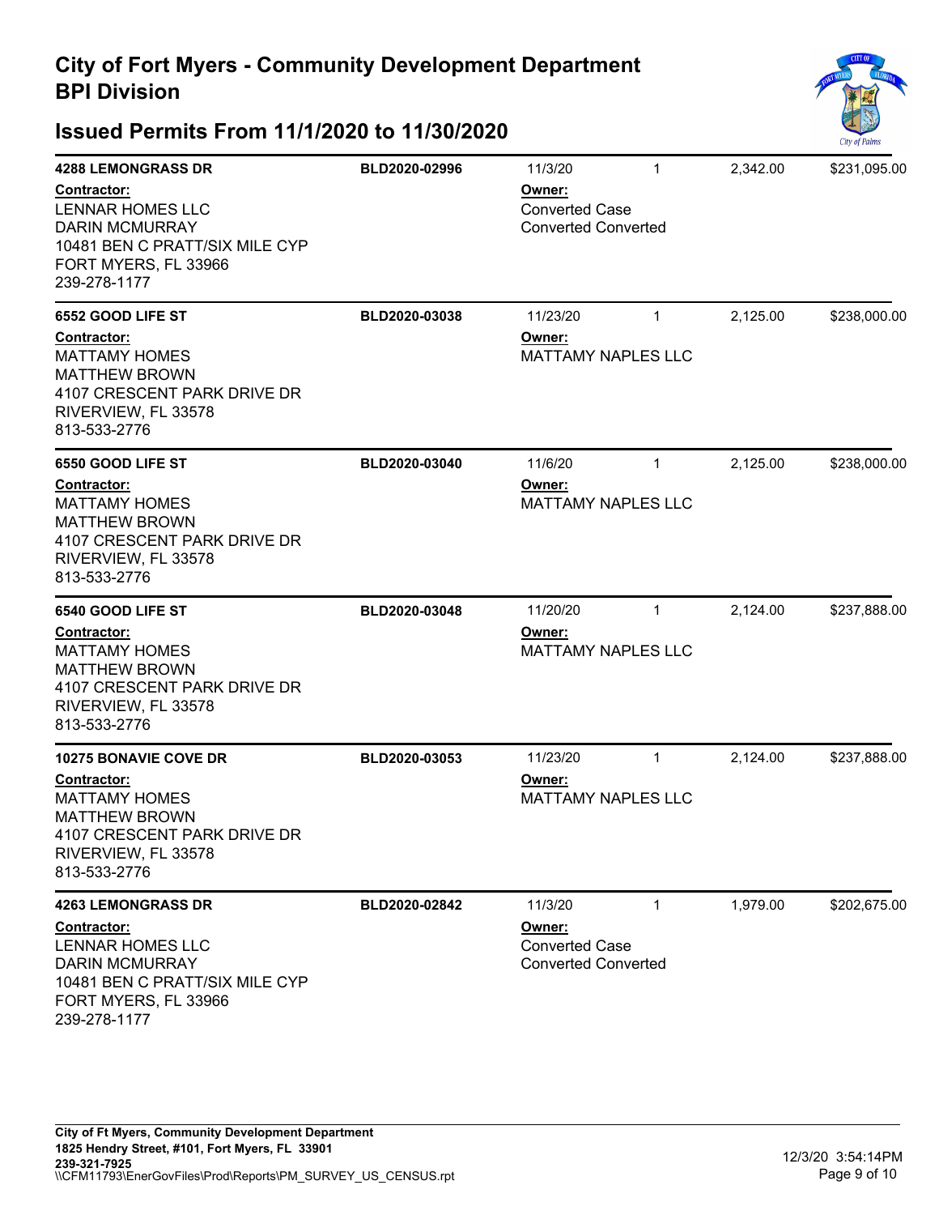# City of Fort Myers - Community Development Department
# BPI Division

## Issued Permits From 11/1/2020 to 11/30/2020

| Address / Contractor | Permit Number | Issued Date / Owner | Units | Sq Ft | Valuation |
|---|---|---|---|---|---|
| **4288 LEMONGRASS DR**<br>**Contractor:**<br>LENNAR HOMES LLC<br>DARIN MCMURRAY<br>10481 BEN C PRATT/SIX MILE CYP<br>FORT MYERS, FL 33966<br>239-278-1177 | **BLD2020-02996** | 11/3/20<br>**Owner:**<br>Converted Case<br>Converted Converted | 1 | 2,342.00 | $231,095.00 |
| **6552 GOOD LIFE ST**<br>**Contractor:**<br>MATTAMY HOMES<br>MATTHEW BROWN<br>4107 CRESCENT PARK DRIVE DR<br>RIVERVIEW, FL 33578<br>813-533-2776 | **BLD2020-03038** | 11/23/20<br>**Owner:**<br>MATTAMY NAPLES LLC | 1 | 2,125.00 | $238,000.00 |
| **6550 GOOD LIFE ST**<br>**Contractor:**<br>MATTAMY HOMES<br>MATTHEW BROWN<br>4107 CRESCENT PARK DRIVE DR<br>RIVERVIEW, FL 33578<br>813-533-2776 | **BLD2020-03040** | 11/6/20<br>**Owner:**<br>MATTAMY NAPLES LLC | 1 | 2,125.00 | $238,000.00 |
| **6540 GOOD LIFE ST**<br>**Contractor:**<br>MATTAMY HOMES<br>MATTHEW BROWN<br>4107 CRESCENT PARK DRIVE DR<br>RIVERVIEW, FL 33578<br>813-533-2776 | **BLD2020-03048** | 11/20/20<br>**Owner:**<br>MATTAMY NAPLES LLC | 1 | 2,124.00 | $237,888.00 |
| **10275 BONAVIE COVE DR**<br>**Contractor:**<br>MATTAMY HOMES<br>MATTHEW BROWN<br>4107 CRESCENT PARK DRIVE DR<br>RIVERVIEW, FL 33578<br>813-533-2776 | **BLD2020-03053** | 11/23/20<br>**Owner:**<br>MATTAMY NAPLES LLC | 1 | 2,124.00 | $237,888.00 |
| **4263 LEMONGRASS DR**<br>**Contractor:**<br>LENNAR HOMES LLC<br>DARIN MCMURRAY<br>10481 BEN C PRATT/SIX MILE CYP<br>FORT MYERS, FL 33966<br>239-278-1177 | **BLD2020-02842** | 11/3/20<br>**Owner:**<br>Converted Case<br>Converted Converted | 1 | 1,979.00 | $202,675.00 |

**City of Ft Myers, Community Development Department**
**1825 Hendry Street, #101, Fort Myers, FL 33901**
**239-321-7925**
\\CFM11793\EnerGovFiles\Prod\Reports\PM_SURVEY_US_CENSUS.rpt

12/3/20 3:54:14PM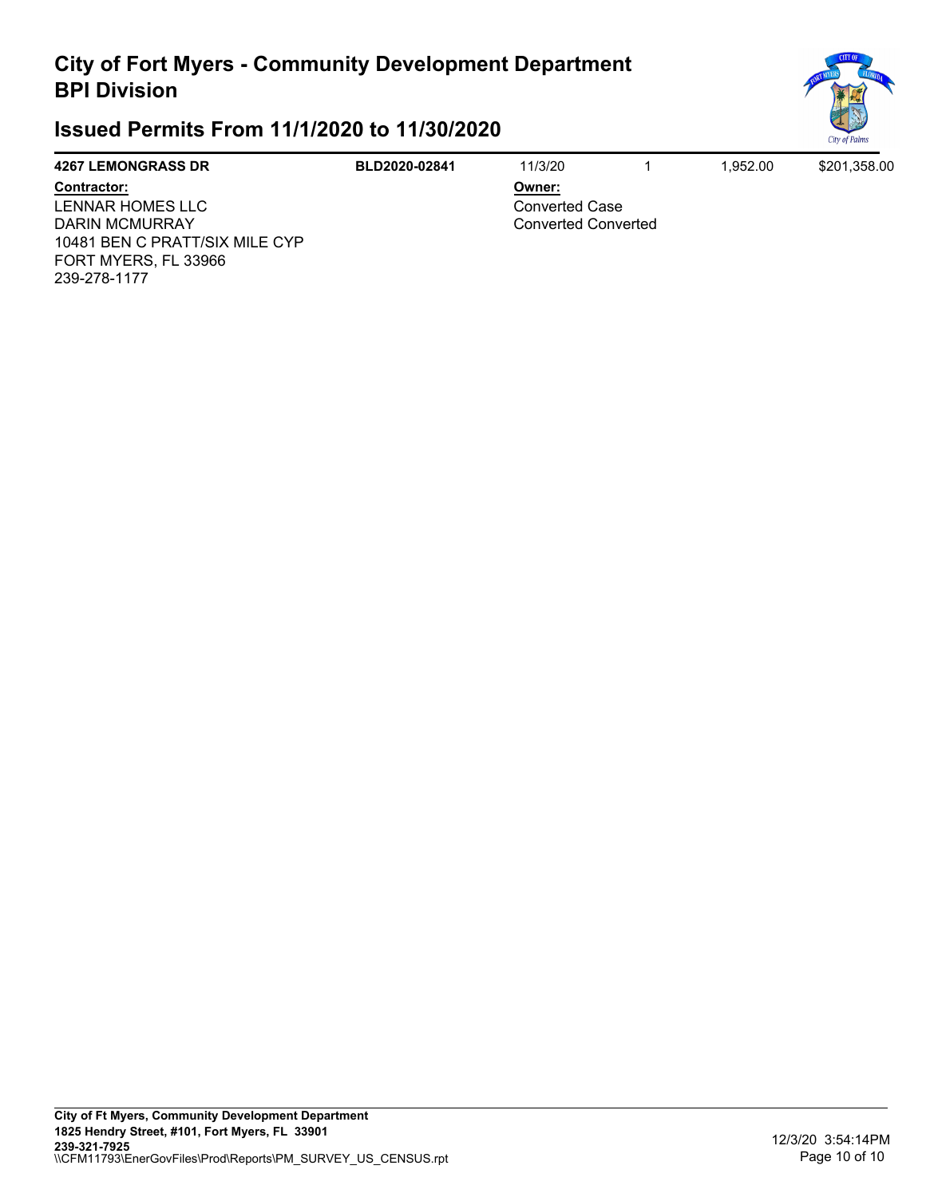# City of Fort Myers - Community Development Department
# BPI Division

## Issued Permits From 11/1/2020 to 11/30/2020

| | | | | | |
|---|---|---|---|---|---|
| **4267 LEMONGRASS DR** | **BLD2020-02841** | 11/3/20 | 1 | 1,952.00 | $201,358.00 |

**Contractor:**
LENNAR HOMES LLC
DARIN MCMURRAY
10481 BEN C PRATT/SIX MILE CYP
FORT MYERS, FL 33966
239-278-1177

**Owner:**
Converted Case
Converted Converted

**City of Ft Myers, Community Development Department**
**1825 Hendry Street, #101, Fort Myers, FL 33901**
**239-321-7925**
\\CFM11793\EnerGovFiles\Prod\Reports\PM_SURVEY_US_CENSUS.rpt

12/3/20 3:54:14PM